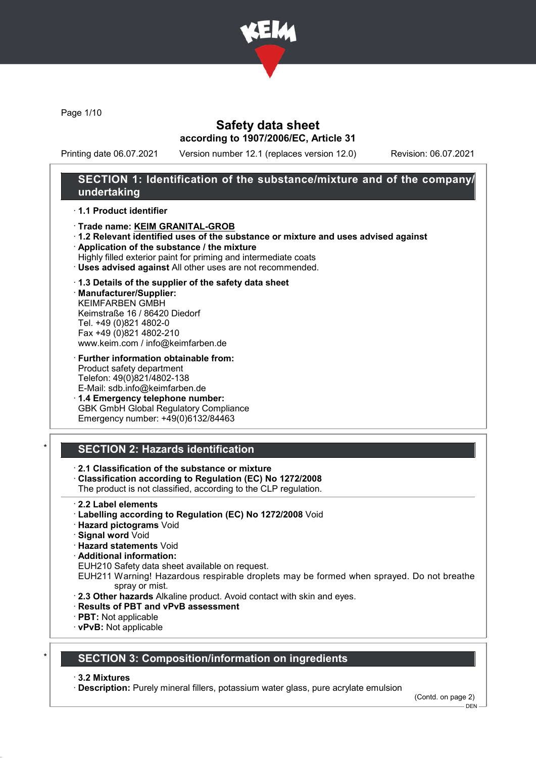# Safety data sheet

**according to 1907/2006/EC, Article 31**

Printing date 06.07.2021 Version number 12.1 (replaces version 12.0) Revision: 06.07.2021

## SECTION 1: Identification of the substance/mixture and of the company/undertaking

· **1.1 Product identifier**

· **Trade name: KEIM GRANITAL-GROB**

· **1.2 Relevant identified uses of the substance or mixture and uses advised against**

· **Application of the substance / the mixture**
Highly filled exterior paint for priming and intermediate coats

· **Uses advised against** All other uses are not recommended.

· **1.3 Details of the supplier of the safety data sheet**

· **Manufacturer/Supplier:**
KEIMFARBEN GMBH
Keimstraße 16 / 86420 Diedorf
Tel. +49 (0)821 4802-0
Fax +49 (0)821 4802-210
www.keim.com / info@keimfarben.de

· **Further information obtainable from:**
Product safety department
Telefon: 49(0)821/4802-138
E-Mail: sdb.info@keimfarben.de

· **1.4 Emergency telephone number:**
GBK GmbH Global Regulatory Compliance
Emergency number: +49(0)6132/84463

## * SECTION 2: Hazards identification

· **2.1 Classification of the substance or mixture**

· **Classification according to Regulation (EC) No 1272/2008**
The product is not classified, according to the CLP regulation.

· **2.2 Label elements**

· **Labelling according to Regulation (EC) No 1272/2008** Void

· **Hazard pictograms** Void

· **Signal word** Void

· **Hazard statements** Void

· **Additional information:**
EUH210 Safety data sheet available on request.
EUH211 Warning! Hazardous respirable droplets may be formed when sprayed. Do not breathe spray or mist.

· **2.3 Other hazards** Alkaline product. Avoid contact with skin and eyes.

· **Results of PBT and vPvB assessment**

· **PBT:** Not applicable

· **vPvB:** Not applicable

## * SECTION 3: Composition/information on ingredients

· **3.2 Mixtures**

· **Description:** Purely mineral fillers, potassium water glass, pure acrylate emulsion

(Contd. on page 2)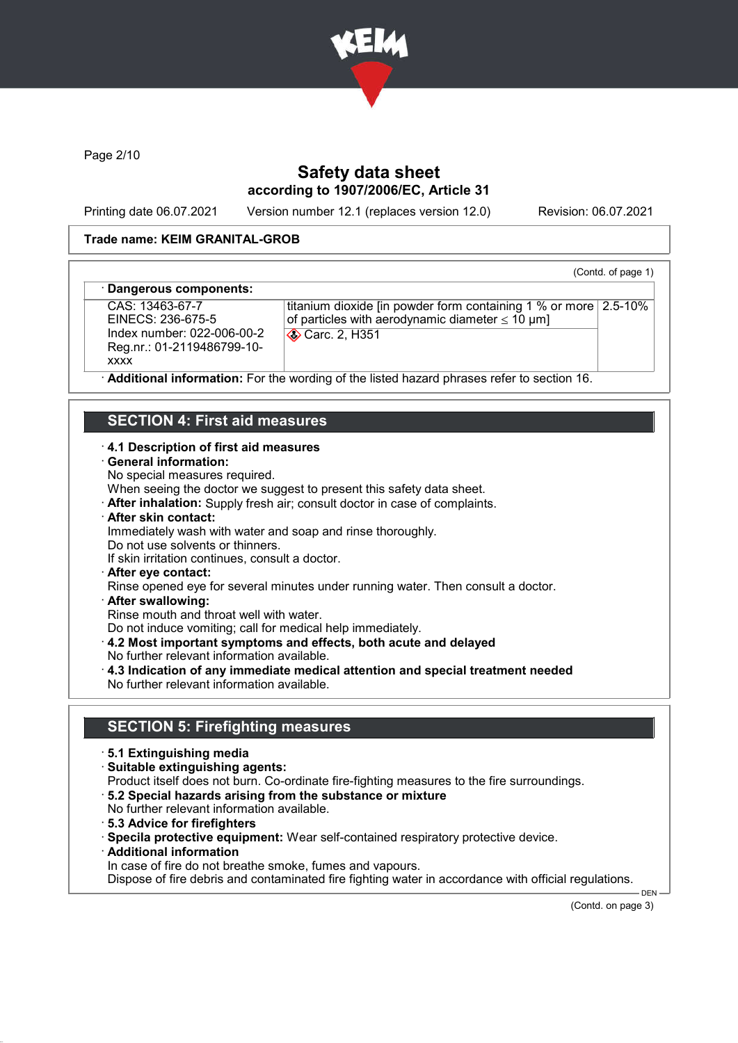**Safety data sheet**
**according to 1907/2006/EC, Article 31**

Printing date 06.07.2021 Version number 12.1 (replaces version 12.0) Revision: 06.07.2021

**Trade name: KEIM GRANITAL-GROB**

(Contd. of page 1)

· **Dangerous components:**

| | | |
|---|---|---|
| CAS: 13463-67-7<br>EINECS: 236-675-5<br>Index number: 022-006-00-2<br>Reg.nr.: 01-2119486799-10-xxxx | titanium dioxide [in powder form containing 1 % or more of particles with aerodynamic diameter ≤ 10 μm]<br>Carc. 2, H351 | 2.5-10% |

· **Additional information:** For the wording of the listed hazard phrases refer to section 16.

## SECTION 4: First aid measures

· **4.1 Description of first aid measures**
· **General information:**
No special measures required.
When seeing the doctor we suggest to present this safety data sheet.
· **After inhalation:** Supply fresh air; consult doctor in case of complaints.
· **After skin contact:**
Immediately wash with water and soap and rinse thoroughly.
Do not use solvents or thinners.
If skin irritation continues, consult a doctor.
· **After eye contact:**
Rinse opened eye for several minutes under running water. Then consult a doctor.
· **After swallowing:**
Rinse mouth and throat well with water.
Do not induce vomiting; call for medical help immediately.
· **4.2 Most important symptoms and effects, both acute and delayed**
No further relevant information available.
· **4.3 Indication of any immediate medical attention and special treatment needed**
No further relevant information available.

## SECTION 5: Firefighting measures

· **5.1 Extinguishing media**
· **Suitable extinguishing agents:**
Product itself does not burn. Co-ordinate fire-fighting measures to the fire surroundings.
· **5.2 Special hazards arising from the substance or mixture**
No further relevant information available.
· **5.3 Advice for firefighters**
· **Specila protective equipment:** Wear self-contained respiratory protective device.
· **Additional information**
In case of fire do not breathe smoke, fumes and vapours.
Dispose of fire debris and contaminated fire fighting water in accordance with official regulations.

(Contd. on page 3)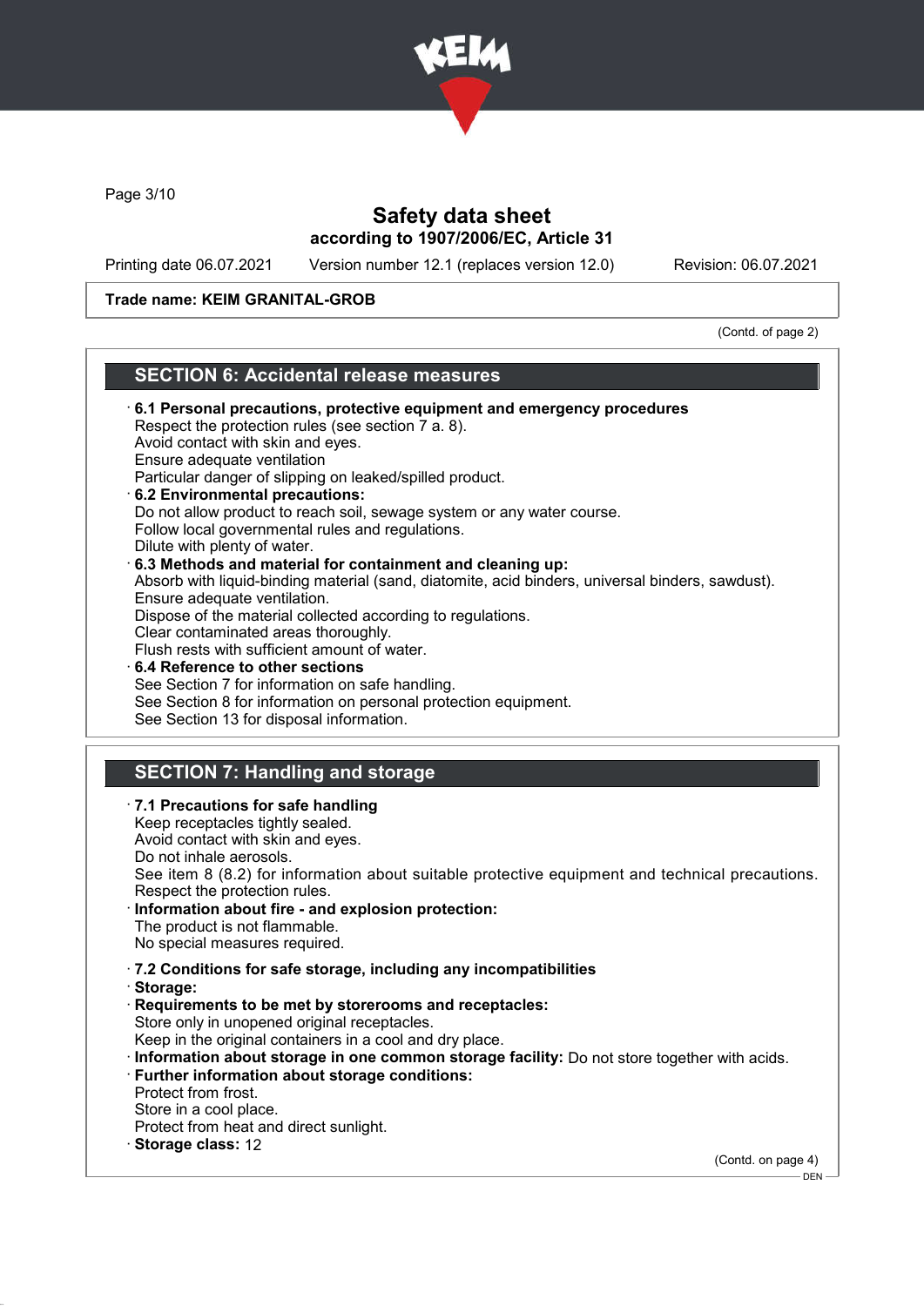**Trade name: KEIM GRANITAL-GROB**

(Contd. of page 2)

## SECTION 6: Accidental release measures

- **6.1 Personal precautions, protective equipment and emergency procedures**
  Respect the protection rules (see section 7 a. 8).
  Avoid contact with skin and eyes.
  Ensure adequate ventilation
  Particular danger of slipping on leaked/spilled product.
- **6.2 Environmental precautions:**
  Do not allow product to reach soil, sewage system or any water course.
  Follow local governmental rules and regulations.
  Dilute with plenty of water.
- **6.3 Methods and material for containment and cleaning up:**
  Absorb with liquid-binding material (sand, diatomite, acid binders, universal binders, sawdust).
  Ensure adequate ventilation.
  Dispose of the material collected according to regulations.
  Clear contaminated areas thoroughly.
  Flush rests with sufficient amount of water.
- **6.4 Reference to other sections**
  See Section 7 for information on safe handling.
  See Section 8 for information on personal protection equipment.
  See Section 13 for disposal information.

## SECTION 7: Handling and storage

- **7.1 Precautions for safe handling**
  Keep receptacles tightly sealed.
  Avoid contact with skin and eyes.
  Do not inhale aerosols.
  See item 8 (8.2) for information about suitable protective equipment and technical precautions.
  Respect the protection rules.
- **Information about fire - and explosion protection:**
  The product is not flammable.
  No special measures required.
- **7.2 Conditions for safe storage, including any incompatibilities**
- **Storage:**
- **Requirements to be met by storerooms and receptacles:**
  Store only in unopened original receptacles.
  Keep in the original containers in a cool and dry place.
- **Information about storage in one common storage facility:** Do not store together with acids.
- **Further information about storage conditions:**
  Protect from frost.
  Store in a cool place.
  Protect from heat and direct sunlight.
- **Storage class:** 12

(Contd. on page 4)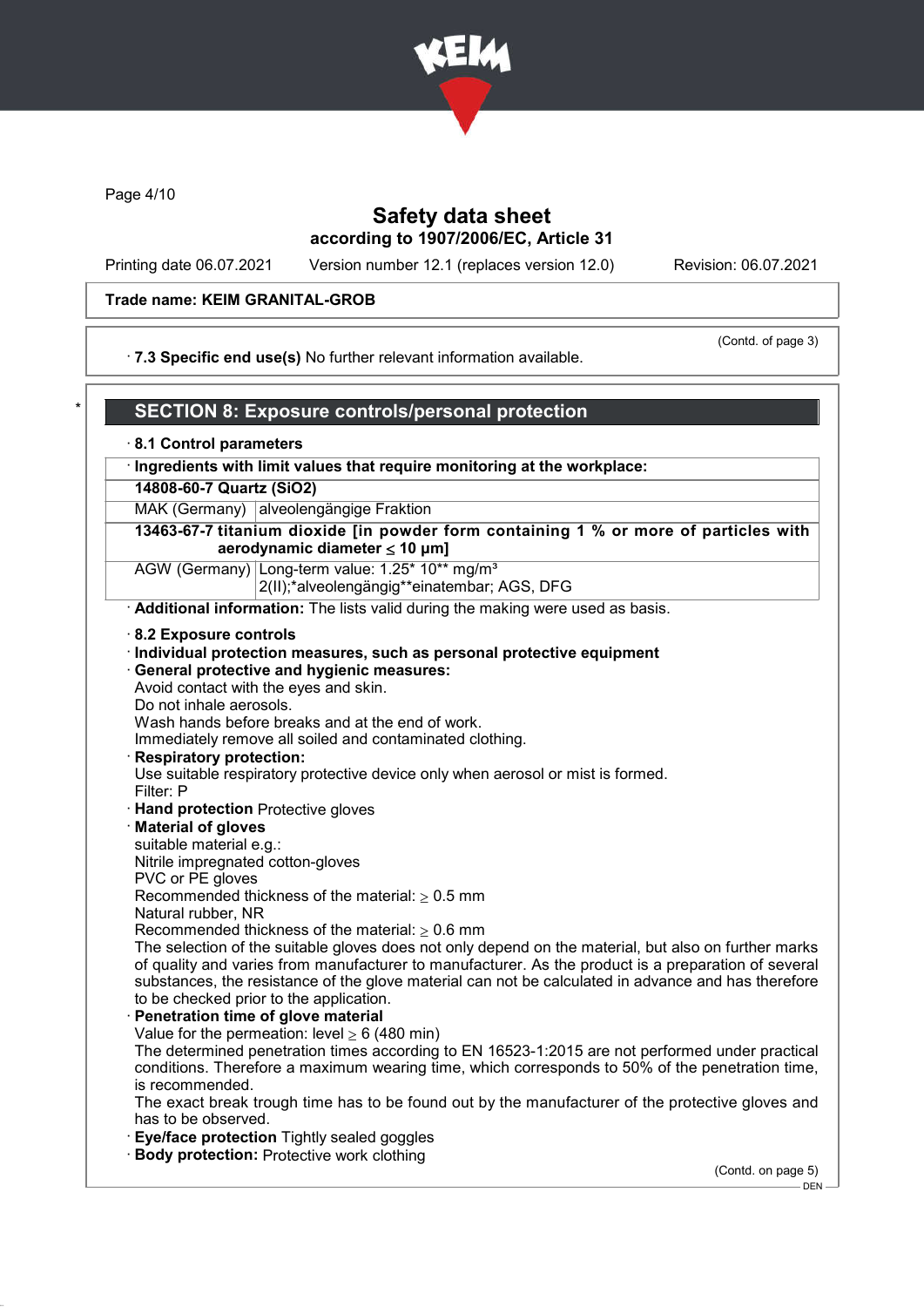Safety data sheet
according to 1907/2006/EC, Article 31

Printing date 06.07.2021 Version number 12.1 (replaces version 12.0) Revision: 06.07.2021

**Trade name: KEIM GRANITAL-GROB**

(Contd. of page 3)

· **7.3 Specific end use(s)** No further relevant information available.

## SECTION 8: Exposure controls/personal protection

· **8.1 Control parameters**

| · Ingredients with limit values that require monitoring at the workplace: | |
|---|---|
| **14808-60-7 Quartz (SiO2)** | |
| MAK (Germany) | alveolengängige Fraktion |
| **13463-67-7 titanium dioxide [in powder form containing 1 % or more of particles with aerodynamic diameter ≤ 10 μm]** | |
| AGW (Germany) | Long-term value: 1.25* 10** mg/m³<br>2(II);*alveolengängig**einatembar; AGS, DFG |

· **Additional information:** The lists valid during the making were used as basis.

· **8.2 Exposure controls**
· **Individual protection measures, such as personal protective equipment**
· **General protective and hygienic measures:**
Avoid contact with the eyes and skin.
Do not inhale aerosols.
Wash hands before breaks and at the end of work.
Immediately remove all soiled and contaminated clothing.
· **Respiratory protection:**
Use suitable respiratory protective device only when aerosol or mist is formed.
Filter: P
· **Hand protection** Protective gloves
· **Material of gloves**
suitable material e.g.:
Nitrile impregnated cotton-gloves
PVC or PE gloves
Recommended thickness of the material: ≥ 0.5 mm
Natural rubber, NR
Recommended thickness of the material: ≥ 0.6 mm
The selection of the suitable gloves does not only depend on the material, but also on further marks of quality and varies from manufacturer to manufacturer. As the product is a preparation of several substances, the resistance of the glove material can not be calculated in advance and has therefore to be checked prior to the application.
· **Penetration time of glove material**
Value for the permeation: level ≥ 6 (480 min)
The determined penetration times according to EN 16523-1:2015 are not performed under practical conditions. Therefore a maximum wearing time, which corresponds to 50% of the penetration time, is recommended.
The exact break trough time has to be found out by the manufacturer of the protective gloves and has to be observed.
· **Eye/face protection** Tightly sealed goggles
· **Body protection:** Protective work clothing

(Contd. on page 5)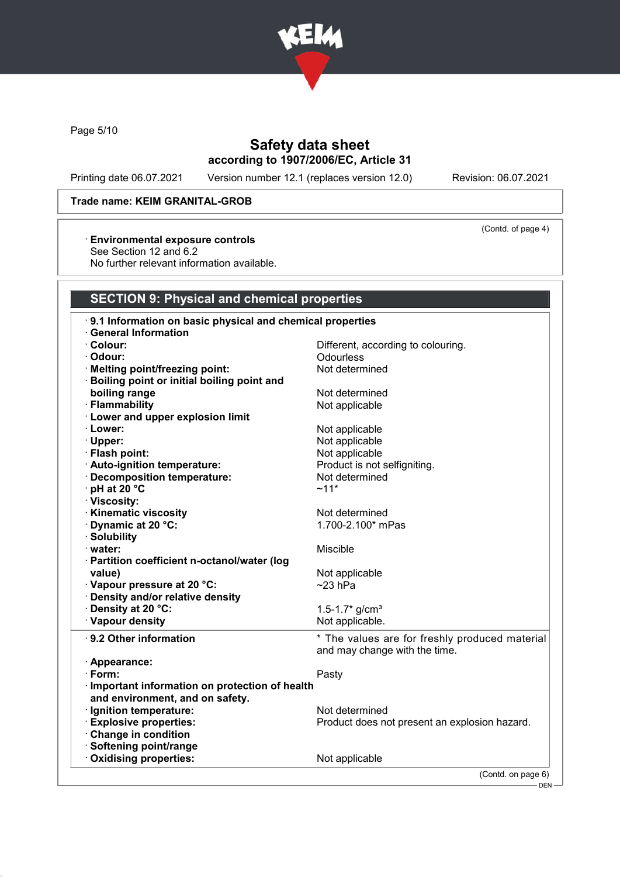# Safety data sheet

according to 1907/2006/EC, Article 31

Printing date 06.07.2021 Version number 12.1 (replaces version 12.0) Revision: 06.07.2021

**Trade name: KEIM GRANITAL-GROB**

(Contd. of page 4)

· **Environmental exposure controls**
See Section 12 and 6.2
No further relevant information available.

## SECTION 9: Physical and chemical properties

· **9.1 Information on basic physical and chemical properties**
· **General Information**

| | |
|---|---|
| · **Colour:** | Different, according to colouring. |
| · **Odour:** | Odourless |
| · **Melting point/freezing point:** | Not determined |
| · **Boiling point or initial boiling point and boiling range** | Not determined |
| · **Flammability** | Not applicable |
| · **Lower and upper explosion limit** | |
| · **Lower:** | Not applicable |
| · **Upper:** | Not applicable |
| · **Flash point:** | Not applicable |
| · **Auto-ignition temperature:** | Product is not selfigniting. |
| · **Decomposition temperature:** | Not determined |
| · **pH at 20 °C** | ~11* |
| · **Viscosity:** | |
| · **Kinematic viscosity** | Not determined |
| · **Dynamic at 20 °C:** | 1.700-2.100* mPas |
| · **Solubility** | |
| · **water:** | Miscible |
| · **Partition coefficient n-octanol/water (log value)** | Not applicable |
| · **Vapour pressure at 20 °C:** | ~23 hPa |
| · **Density and/or relative density** | |
| · **Density at 20 °C:** | 1.5-1.7* g/cm³ |
| · **Vapour density** | Not applicable. |

| | |
|---|---|
| · **9.2 Other information** | * The values are for freshly produced material and may change with the time. |
| · **Appearance:** | |
| · **Form:** | Pasty |
| · **Important information on protection of health and environment, and on safety.** | |
| · **Ignition temperature:** | Not determined |
| · **Explosive properties:** | Product does not present an explosion hazard. |
| · **Change in condition** | |
| · **Softening point/range** | |
| · **Oxidising properties:** | Not applicable |

(Contd. on page 6)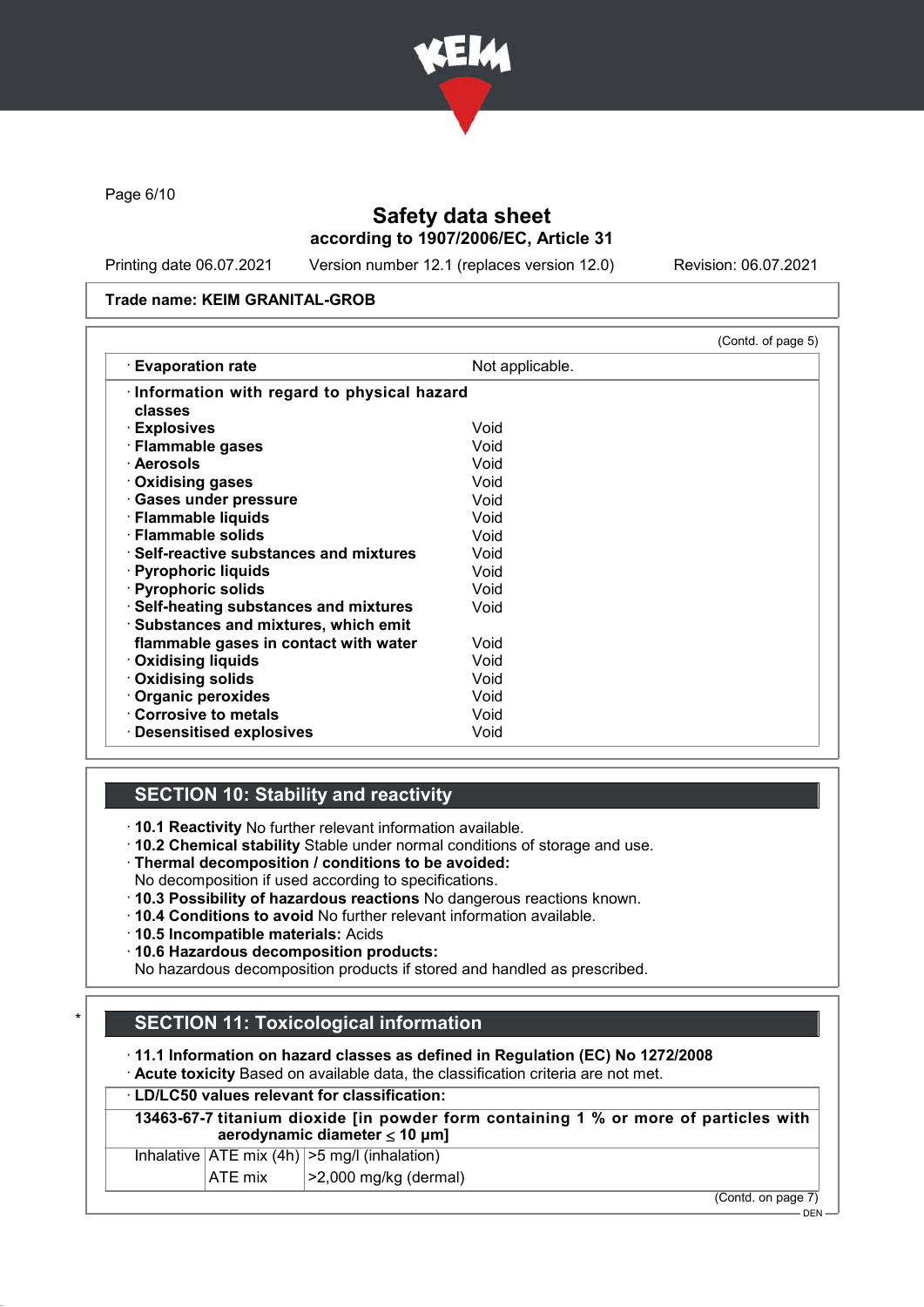**Trade name: KEIM GRANITAL-GROB**

(Contd. of page 5)

| · **Evaporation rate** | Not applicable. |
|---|---|
| · **Information with regard to physical hazard classes** | |
| · **Explosives** | Void |
| · **Flammable gases** | Void |
| · **Aerosols** | Void |
| · **Oxidising gases** | Void |
| · **Gases under pressure** | Void |
| · **Flammable liquids** | Void |
| · **Flammable solids** | Void |
| · **Self-reactive substances and mixtures** | Void |
| · **Pyrophoric liquids** | Void |
| · **Pyrophoric solids** | Void |
| · **Self-heating substances and mixtures** | Void |
| · **Substances and mixtures, which emit flammable gases in contact with water** | Void |
| · **Oxidising liquids** | Void |
| · **Oxidising solids** | Void |
| · **Organic peroxides** | Void |
| · **Corrosive to metals** | Void |
| · **Desensitised explosives** | Void |

## SECTION 10: Stability and reactivity

· **10.1 Reactivity** No further relevant information available.
· **10.2 Chemical stability** Stable under normal conditions of storage and use.
· **Thermal decomposition / conditions to be avoided:**
No decomposition if used according to specifications.
· **10.3 Possibility of hazardous reactions** No dangerous reactions known.
· **10.4 Conditions to avoid** No further relevant information available.
· **10.5 Incompatible materials:** Acids
· **10.6 Hazardous decomposition products:**
No hazardous decomposition products if stored and handled as prescribed.

## SECTION 11: Toxicological information

· **11.1 Information on hazard classes as defined in Regulation (EC) No 1272/2008**
· **Acute toxicity** Based on available data, the classification criteria are not met.

· **LD/LC50 values relevant for classification:**

**13463-67-7 titanium dioxide [in powder form containing 1 % or more of particles with aerodynamic diameter ≤ 10 μm]**

| | | |
|---|---|---|
| Inhalative | ATE mix (4h) | >5 mg/l (inhalation) |
| | ATE mix | >2,000 mg/kg (dermal) |

(Contd. on page 7)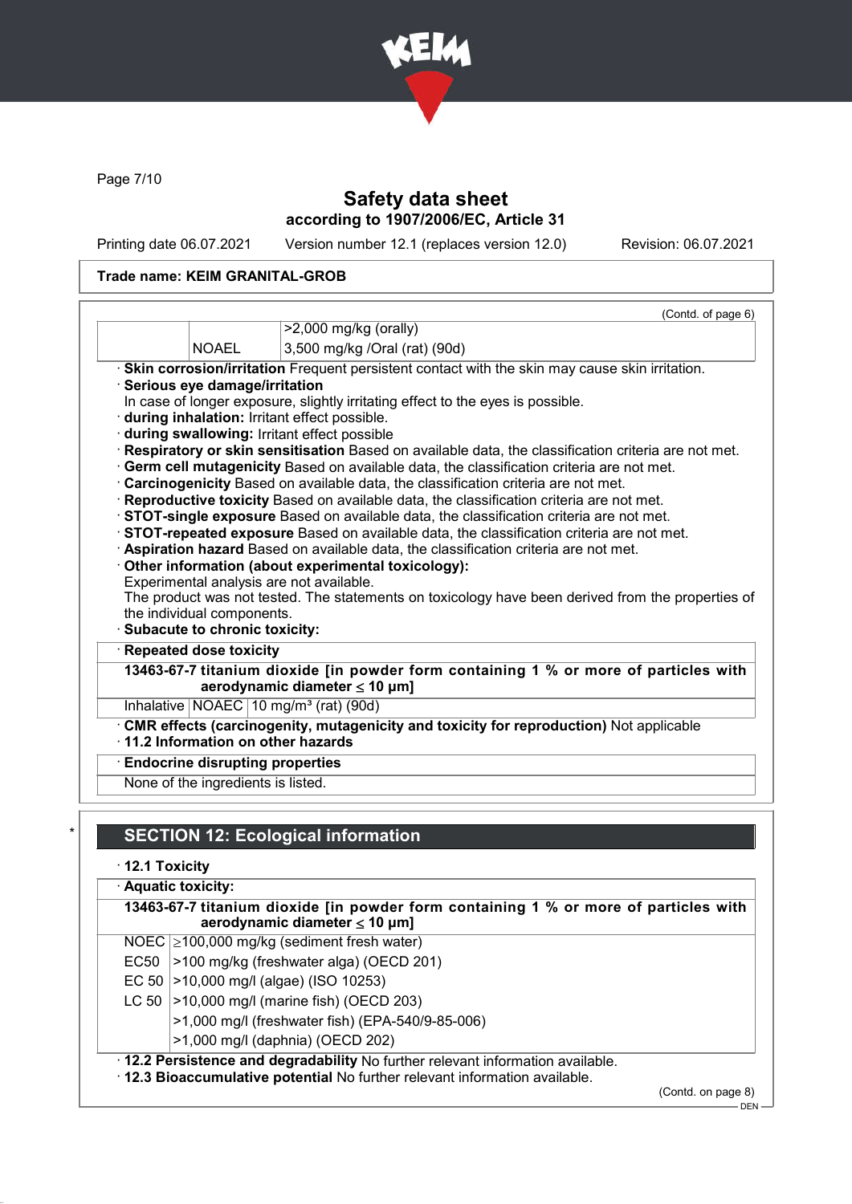Safety data sheet
according to 1907/2006/EC, Article 31

Printing date 06.07.2021 Version number 12.1 (replaces version 12.0) Revision: 06.07.2021

**Trade name: KEIM GRANITAL-GROB**

(Contd. of page 6)

| | | |
|---|---|---|
| | | >2,000 mg/kg (orally) |
| | NOAEL | 3,500 mg/kg /Oral (rat) (90d) |

· **Skin corrosion/irritation** Frequent persistent contact with the skin may cause skin irritation.
· **Serious eye damage/irritation**
In case of longer exposure, slightly irritating effect to the eyes is possible.
· **during inhalation:** Irritant effect possible.
· **during swallowing:** Irritant effect possible
· **Respiratory or skin sensitisation** Based on available data, the classification criteria are not met.
· **Germ cell mutagenicity** Based on available data, the classification criteria are not met.
· **Carcinogenicity** Based on available data, the classification criteria are not met.
· **Reproductive toxicity** Based on available data, the classification criteria are not met.
· **STOT-single exposure** Based on available data, the classification criteria are not met.
· **STOT-repeated exposure** Based on available data, the classification criteria are not met.
· **Aspiration hazard** Based on available data, the classification criteria are not met.
· **Other information (about experimental toxicology):**
Experimental analysis are not available.
The product was not tested. The statements on toxicology have been derived from the properties of the individual components.
· **Subacute to chronic toxicity:**

· **Repeated dose toxicity**

**13463-67-7 titanium dioxide [in powder form containing 1 % or more of particles with aerodynamic diameter ≤ 10 μm]**

| | | |
|---|---|---|
| Inhalative | NOAEC | 10 mg/m³ (rat) (90d) |

· **CMR effects (carcinogenity, mutagenicity and toxicity for reproduction)** Not applicable
· **11.2 Information on other hazards**

· **Endocrine disrupting properties**

None of the ingredients is listed.

## SECTION 12: Ecological information

· **12.1 Toxicity**

· **Aquatic toxicity:**

**13463-67-7 titanium dioxide [in powder form containing 1 % or more of particles with aerodynamic diameter ≤ 10 μm]**

| | |
|---|---|
| NOEC | ≥100,000 mg/kg (sediment fresh water) |
| EC50 | >100 mg/kg (freshwater alga) (OECD 201) |
| EC 50 | >10,000 mg/l (algae) (ISO 10253) |
| LC 50 | >10,000 mg/l (marine fish) (OECD 203) |
| | >1,000 mg/l (freshwater fish) (EPA-540/9-85-006) |
| | >1,000 mg/l (daphnia) (OECD 202) |

· **12.2 Persistence and degradability** No further relevant information available.
· **12.3 Bioaccumulative potential** No further relevant information available.

(Contd. on page 8)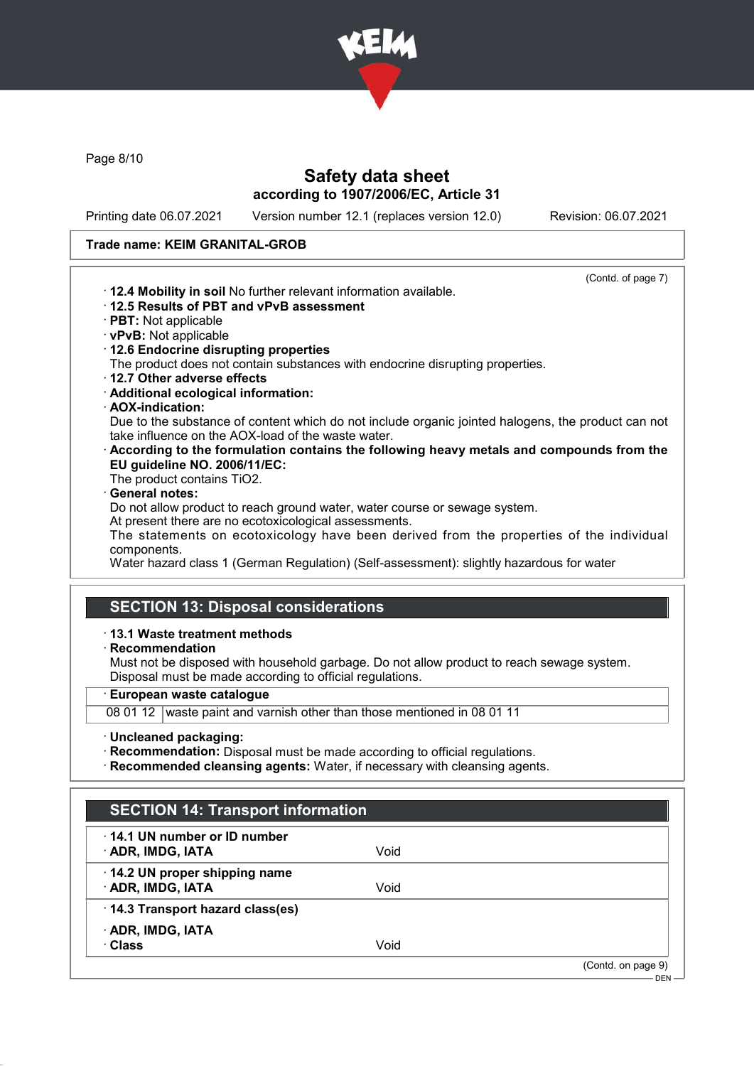(Contd. of page 7)

- **12.4 Mobility in soil** No further relevant information available.
- **12.5 Results of PBT and vPvB assessment**
- **PBT:** Not applicable
- **vPvB:** Not applicable
- **12.6 Endocrine disrupting properties**
  The product does not contain substances with endocrine disrupting properties.
- **12.7 Other adverse effects**
- **Additional ecological information:**
- **AOX-indication:**
  Due to the substance of content which do not include organic jointed halogens, the product can not take influence on the AOX-load of the waste water.
- **According to the formulation contains the following heavy metals and compounds from the EU guideline NO. 2006/11/EC:**
  The product contains $TiO_2$.
- **General notes:**
  Do not allow product to reach ground water, water course or sewage system.
  At present there are no ecotoxicological assessments.
  The statements on ecotoxicology have been derived from the properties of the individual components.
  Water hazard class 1 (German Regulation) (Self-assessment): slightly hazardous for water

## SECTION 13: Disposal considerations

- **13.1 Waste treatment methods**
- **Recommendation**
  Must not be disposed with household garbage. Do not allow product to reach sewage system.
  Disposal must be made according to official regulations.

| · European waste catalogue | |
|---|---|
| 08 01 12 | waste paint and varnish other than those mentioned in 08 01 11 |

- **Uncleaned packaging:**
- **Recommendation:** Disposal must be made according to official regulations.
- **Recommended cleansing agents:** Water, if necessary with cleansing agents.

## SECTION 14: Transport information

| | |
|---|---|
| · **14.1 UN number or ID number** | |
| · **ADR, IMDG, IATA** | Void |
| · **14.2 UN proper shipping name** | |
| · **ADR, IMDG, IATA** | Void |
| · **14.3 Transport hazard class(es)** | |
| · **ADR, IMDG, IATA** | |
| · **Class** | Void |

(Contd. on page 9)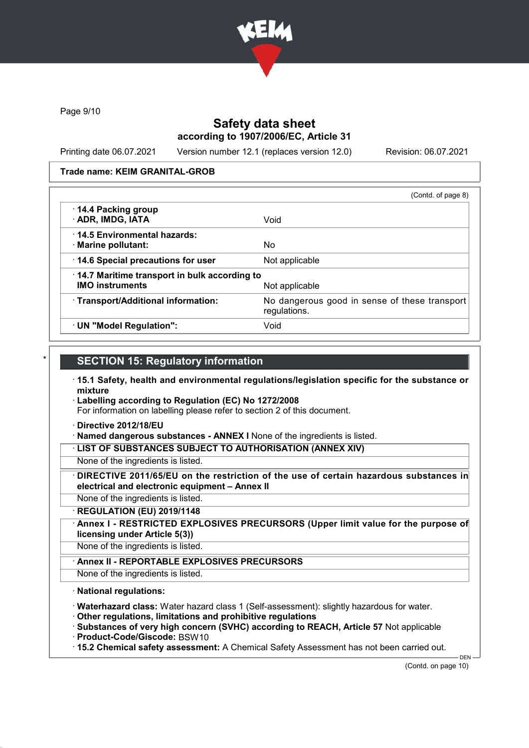# Safety data sheet
## according to 1907/2006/EC, Article 31

Printing date 06.07.2021 | Version number 12.1 (replaces version 12.0) | Revision: 06.07.2021

**Trade name: KEIM GRANITAL-GROB**

(Contd. of page 8)

| | |
|---|---|
| · **14.4 Packing group** · **ADR, IMDG, IATA** | Void |
| · **14.5 Environmental hazards:** · **Marine pollutant:** | No |
| · **14.6 Special precautions for user** | Not applicable |
| · **14.7 Maritime transport in bulk according to IMO instruments** | Not applicable |
| · **Transport/Additional information:** | No dangerous good in sense of these transport regulations. |
| · **UN "Model Regulation":** | Void |

\* 

## SECTION 15: Regulatory information

· **15.1 Safety, health and environmental regulations/legislation specific for the substance or mixture**

· **Labelling according to Regulation (EC) No 1272/2008**
For information on labelling please refer to section 2 of this document.

· **Directive 2012/18/EU**

· **Named dangerous substances - ANNEX I** None of the ingredients is listed.

· **LIST OF SUBSTANCES SUBJECT TO AUTHORISATION (ANNEX XIV)**
None of the ingredients is listed.

· **DIRECTIVE 2011/65/EU on the restriction of the use of certain hazardous substances in electrical and electronic equipment – Annex II**
None of the ingredients is listed.

· **REGULATION (EU) 2019/1148**

· **Annex I - RESTRICTED EXPLOSIVES PRECURSORS (Upper limit value for the purpose of licensing under Article 5(3))**
None of the ingredients is listed.

· **Annex II - REPORTABLE EXPLOSIVES PRECURSORS**
None of the ingredients is listed.

· **National regulations:**

· **Waterhazard class:** Water hazard class 1 (Self-assessment): slightly hazardous for water.

· **Other regulations, limitations and prohibitive regulations**

· **Substances of very high concern (SVHC) according to REACH, Article 57** Not applicable

· **Product-Code/Giscode:** BSW10

· **15.2 Chemical safety assessment:** A Chemical Safety Assessment has not been carried out.

(Contd. on page 10)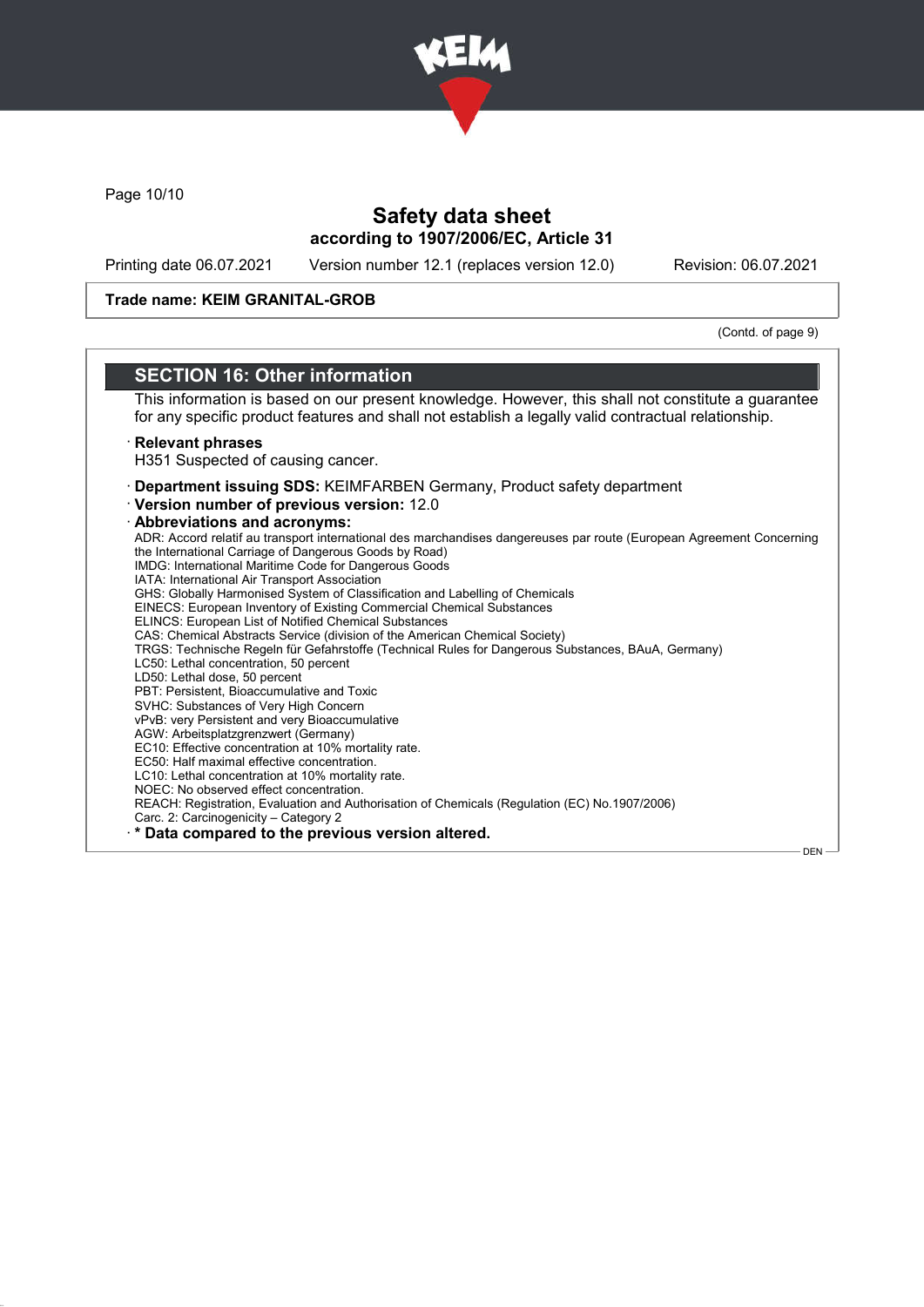Trade name: KEIM GRANITAL-GROB

(Contd. of page 9)

## SECTION 16: Other information

This information is based on our present knowledge. However, this shall not constitute a guarantee for any specific product features and shall not establish a legally valid contractual relationship.

· **Relevant phrases**
H351 Suspected of causing cancer.

· **Department issuing SDS:** KEIMFARBEN Germany, Product safety department
· **Version number of previous version:** 12.0
· **Abbreviations and acronyms:**
ADR: Accord relatif au transport international des marchandises dangereuses par route (European Agreement Concerning the International Carriage of Dangerous Goods by Road)
IMDG: International Maritime Code for Dangerous Goods
IATA: International Air Transport Association
GHS: Globally Harmonised System of Classification and Labelling of Chemicals
EINECS: European Inventory of Existing Commercial Chemical Substances
ELINCS: European List of Notified Chemical Substances
CAS: Chemical Abstracts Service (division of the American Chemical Society)
TRGS: Technische Regeln für Gefahrstoffe (Technical Rules for Dangerous Substances, BAuA, Germany)
LC50: Lethal concentration, 50 percent
LD50: Lethal dose, 50 percent
PBT: Persistent, Bioaccumulative and Toxic
SVHC: Substances of Very High Concern
vPvB: very Persistent and very Bioaccumulative
AGW: Arbeitsplatzgrenzwert (Germany)
EC10: Effective concentration at 10% mortality rate.
EC50: Half maximal effective concentration.
LC10: Lethal concentration at 10% mortality rate.
NOEC: No observed effect concentration.
REACH: Registration, Evaluation and Authorisation of Chemicals (Regulation (EC) No.1907/2006)
Carc. 2: Carcinogenicity – Category 2

· **\* Data compared to the previous version altered.**

DEN